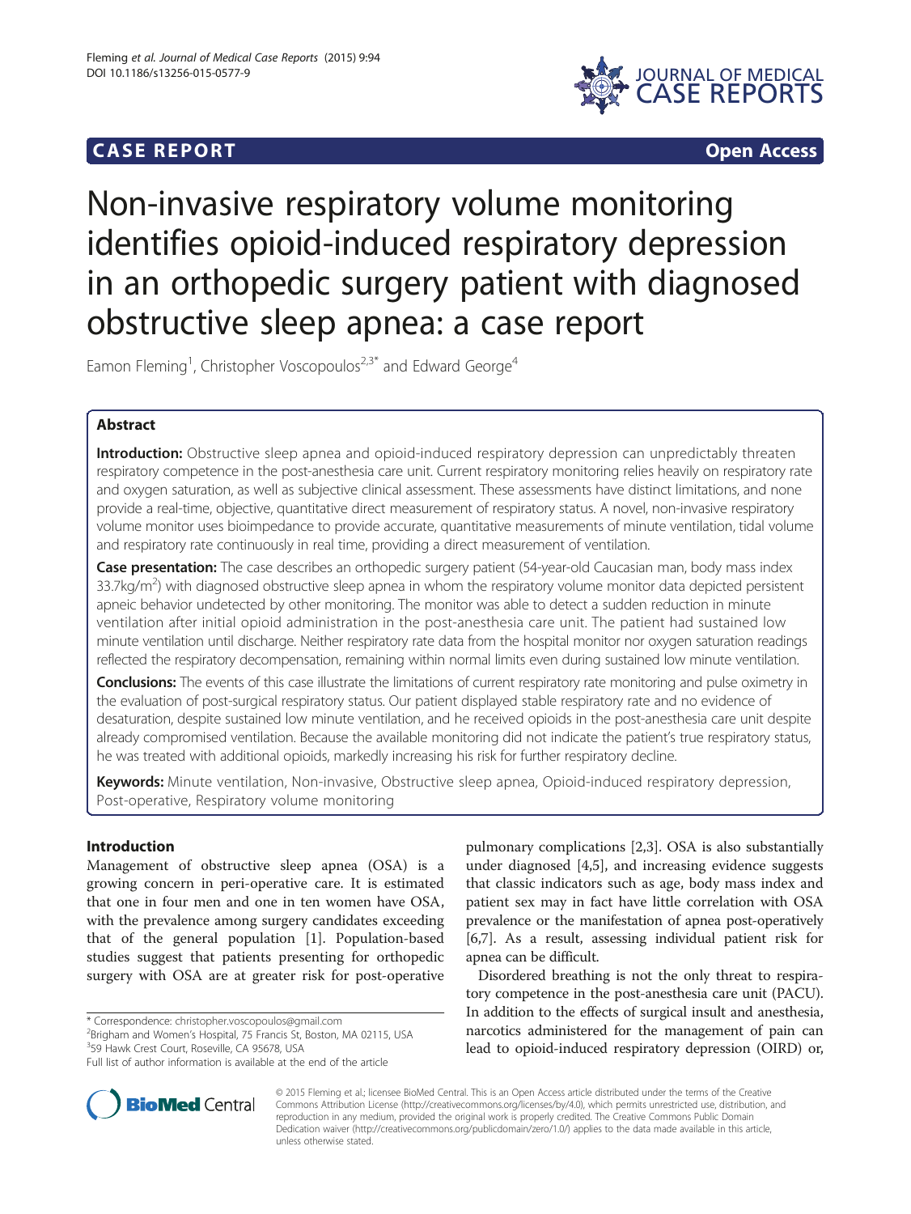CASE REPORT Open Access

# Non-invasive respiratory volume monitoring identifies opioid-induced respiratory depression in an orthopedic surgery patient with diagnosed obstructive sleep apnea: a case report

Eamon Fleming[1], Christopher Voscopoulos[2,3*] and Edward George[4]

## Abstract

**Introduction:** Obstructive sleep apnea and opioid-induced respiratory depression can unpredictably threaten respiratory competence in the post-anesthesia care unit. Current respiratory monitoring relies heavily on respiratory rate and oxygen saturation, as well as subjective clinical assessment. These assessments have distinct limitations, and none provide a real-time, objective, quantitative direct measurement of respiratory status. A novel, non-invasive respiratory volume monitor uses bioimpedance to provide accurate, quantitative measurements of minute ventilation, tidal volume and respiratory rate continuously in real time, providing a direct measurement of ventilation.

**Case presentation:** The case describes an orthopedic surgery patient (54-year-old Caucasian man, body mass index 33.7kg/m$^2$) with diagnosed obstructive sleep apnea in whom the respiratory volume monitor data depicted persistent apneic behavior undetected by other monitoring. The monitor was able to detect a sudden reduction in minute ventilation after initial opioid administration in the post-anesthesia care unit. The patient had sustained low minute ventilation until discharge. Neither respiratory rate data from the hospital monitor nor oxygen saturation readings reflected the respiratory decompensation, remaining within normal limits even during sustained low minute ventilation.

**Conclusions:** The events of this case illustrate the limitations of current respiratory rate monitoring and pulse oximetry in the evaluation of post-surgical respiratory status. Our patient displayed stable respiratory rate and no evidence of desaturation, despite sustained low minute ventilation, and he received opioids in the post-anesthesia care unit despite already compromised ventilation. Because the available monitoring did not indicate the patient's true respiratory status, he was treated with additional opioids, markedly increasing his risk for further respiratory decline.

**Keywords:** Minute ventilation, Non-invasive, Obstructive sleep apnea, Opioid-induced respiratory depression, Post-operative, Respiratory volume monitoring

## Introduction

Management of obstructive sleep apnea (OSA) is a growing concern in peri-operative care. It is estimated that one in four men and one in ten women have OSA, with the prevalence among surgery candidates exceeding that of the general population [1]. Population-based studies suggest that patients presenting for orthopedic surgery with OSA are at greater risk for post-operative pulmonary complications [2,3]. OSA is also substantially under diagnosed [4,5], and increasing evidence suggests that classic indicators such as age, body mass index and patient sex may in fact have little correlation with OSA prevalence or the manifestation of apnea post-operatively [6,7]. As a result, assessing individual patient risk for apnea can be difficult.

Disordered breathing is not the only threat to respiratory competence in the post-anesthesia care unit (PACU). In addition to the effects of surgical insult and anesthesia, narcotics administered for the management of pain can lead to opioid-induced respiratory depression (OIRD) or,

\* Correspondence: christopher.voscopoulos@gmail.com
[2]Brigham and Women's Hospital, 75 Francis St, Boston, MA 02115, USA
[3]59 Hawk Crest Court, Roseville, CA 95678, USA
Full list of author information is available at the end of the article

© 2015 Fleming et al.; licensee BioMed Central. This is an Open Access article distributed under the terms of the Creative Commons Attribution License (http://creativecommons.org/licenses/by/4.0), which permits unrestricted use, distribution, and reproduction in any medium, provided the original work is properly credited. The Creative Commons Public Domain Dedication waiver (http://creativecommons.org/publicdomain/zero/1.0/) applies to the data made available in this article, unless otherwise stated.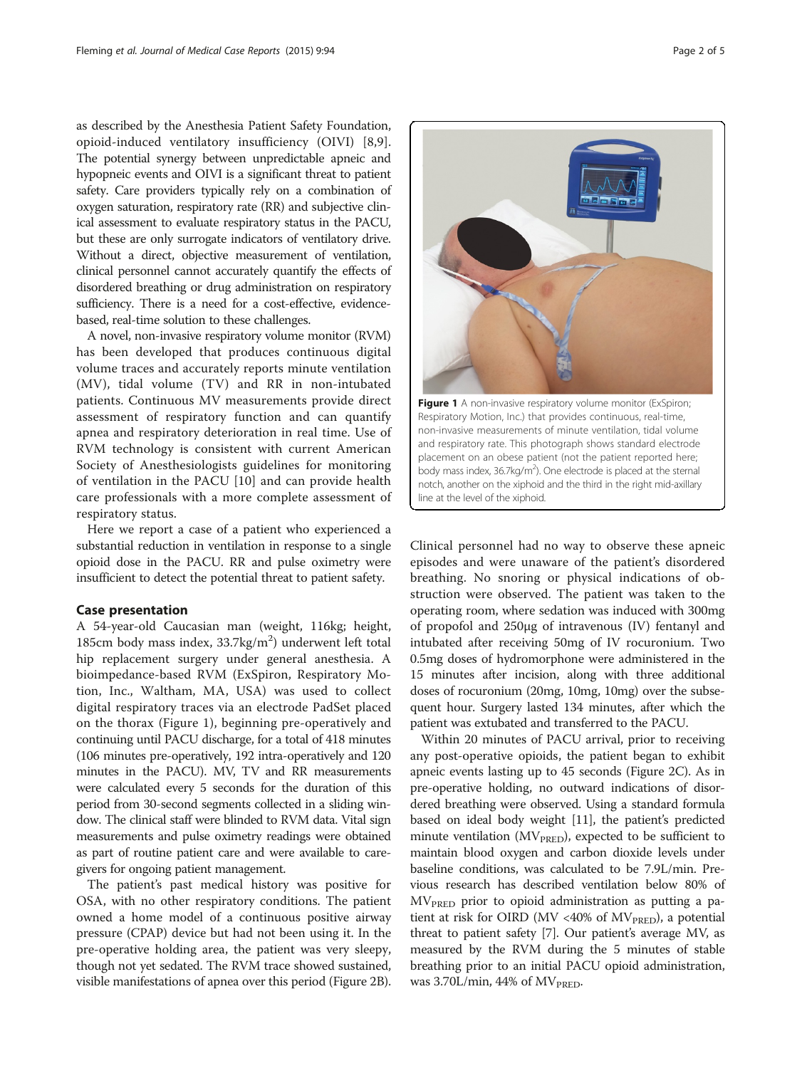as described by the Anesthesia Patient Safety Foundation, opioid-induced ventilatory insufficiency (OIVI) [8,9]. The potential synergy between unpredictable apneic and hypopneic events and OIVI is a significant threat to patient safety. Care providers typically rely on a combination of oxygen saturation, respiratory rate (RR) and subjective clinical assessment to evaluate respiratory status in the PACU, but these are only surrogate indicators of ventilatory drive. Without a direct, objective measurement of ventilation, clinical personnel cannot accurately quantify the effects of disordered breathing or drug administration on respiratory sufficiency. There is a need for a cost-effective, evidence-based, real-time solution to these challenges.

A novel, non-invasive respiratory volume monitor (RVM) has been developed that produces continuous digital volume traces and accurately reports minute ventilation (MV), tidal volume (TV) and RR in non-intubated patients. Continuous MV measurements provide direct assessment of respiratory function and can quantify apnea and respiratory deterioration in real time. Use of RVM technology is consistent with current American Society of Anesthesiologists guidelines for monitoring of ventilation in the PACU [10] and can provide health care professionals with a more complete assessment of respiratory status.

Here we report a case of a patient who experienced a substantial reduction in ventilation in response to a single opioid dose in the PACU. RR and pulse oximetry were insufficient to detect the potential threat to patient safety.

## Case presentation

A 54-year-old Caucasian man (weight, 116kg; height, 185cm body mass index, 33.7kg/m$^2$) underwent left total hip replacement surgery under general anesthesia. A bioimpedance-based RVM (ExSpiron, Respiratory Motion, Inc., Waltham, MA, USA) was used to collect digital respiratory traces via an electrode PadSet placed on the thorax (Figure 1), beginning pre-operatively and continuing until PACU discharge, for a total of 418 minutes (106 minutes pre-operatively, 192 intra-operatively and 120 minutes in the PACU). MV, TV and RR measurements were calculated every 5 seconds for the duration of this period from 30-second segments collected in a sliding window. The clinical staff were blinded to RVM data. Vital sign measurements and pulse oximetry readings were obtained as part of routine patient care and were available to caregivers for ongoing patient management.

The patient's past medical history was positive for OSA, with no other respiratory conditions. The patient owned a home model of a continuous positive airway pressure (CPAP) device but had not been using it. In the pre-operative holding area, the patient was very sleepy, though not yet sedated. The RVM trace showed sustained, visible manifestations of apnea over this period (Figure 2B).

**Figure 1** A non-invasive respiratory volume monitor (ExSpiron; Respiratory Motion, Inc.) that provides continuous, real-time, non-invasive measurements of minute ventilation, tidal volume and respiratory rate. This photograph shows standard electrode placement on an obese patient (not the patient reported here; body mass index, 36.7kg/m$^2$). One electrode is placed at the sternal notch, another on the xiphoid and the third in the right mid-axillary line at the level of the xiphoid.

Clinical personnel had no way to observe these apneic episodes and were unaware of the patient's disordered breathing. No snoring or physical indications of obstruction were observed. The patient was taken to the operating room, where sedation was induced with 300mg of propofol and 250μg of intravenous (IV) fentanyl and intubated after receiving 50mg of IV rocuronium. Two 0.5mg doses of hydromorphone were administered in the 15 minutes after incision, along with three additional doses of rocuronium (20mg, 10mg, 10mg) over the subsequent hour. Surgery lasted 134 minutes, after which the patient was extubated and transferred to the PACU.

Within 20 minutes of PACU arrival, prior to receiving any post-operative opioids, the patient began to exhibit apneic events lasting up to 45 seconds (Figure 2C). As in pre-operative holding, no outward indications of disordered breathing were observed. Using a standard formula based on ideal body weight [11], the patient's predicted minute ventilation ($MV_{PRED}$), expected to be sufficient to maintain blood oxygen and carbon dioxide levels under baseline conditions, was calculated to be 7.9L/min. Previous research has described ventilation below 80% of $MV_{PRED}$ prior to opioid administration as putting a patient at risk for OIRD (MV <40% of $MV_{PRED}$), a potential threat to patient safety [7]. Our patient's average MV, as measured by the RVM during the 5 minutes of stable breathing prior to an initial PACU opioid administration, was 3.70L/min, 44% of $MV_{PRED}$.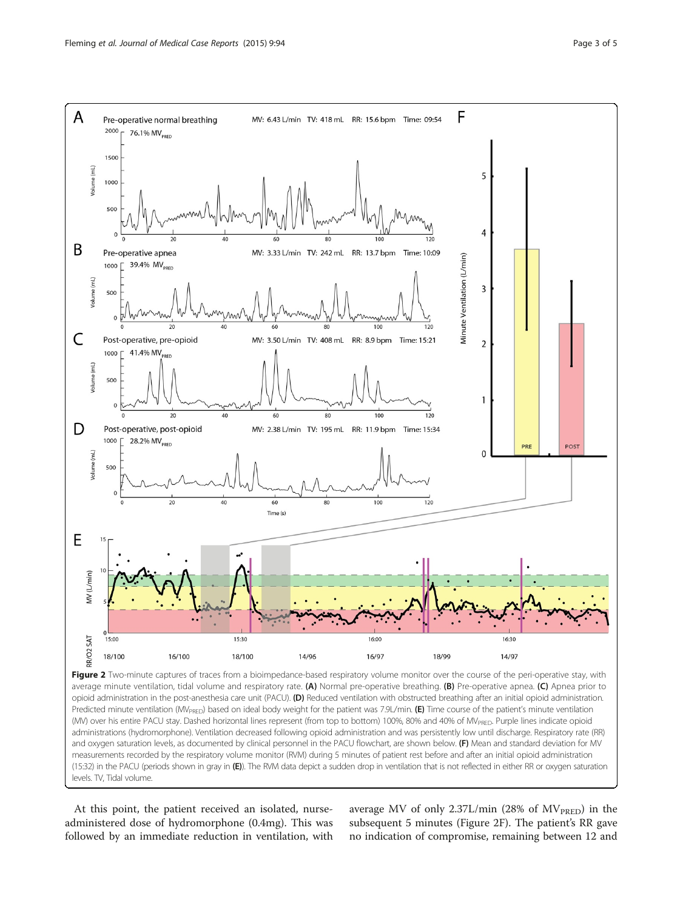**Figure 2** Two-minute captures of traces from a bioimpedance-based respiratory volume monitor over the course of the peri-operative stay, with average minute ventilation, tidal volume and respiratory rate. **(A)** Normal pre-operative breathing. **(B)** Pre-operative apnea. **(C)** Apnea prior to opioid administration in the post-anesthesia care unit (PACU). **(D)** Reduced ventilation with obstructed breathing after an initial opioid administration. Predicted minute ventilation ($MV_{PRED}$) based on ideal body weight for the patient was 7.9L/min. **(E)** Time course of the patient's minute ventilation (MV) over his entire PACU stay. Dashed horizontal lines represent (from top to bottom) 100%, 80% and 40% of $MV_{PRED}$. Purple lines indicate opioid administrations (hydromorphone). Ventilation decreased following opioid administration and was persistently low until discharge. Respiratory rate (RR) and oxygen saturation levels, as documented by clinical personnel in the PACU flowchart, are shown below. **(F)** Mean and standard deviation for MV measurements recorded by the respiratory volume monitor (RVM) during 5 minutes of patient rest before and after an initial opioid administration (15:32) in the PACU (periods shown in gray in **(E)**). The RVM data depict a sudden drop in ventilation that is not reflected in either RR or oxygen saturation levels. TV, Tidal volume.

At this point, the patient received an isolated, nurse-administered dose of hydromorphone (0.4mg). This was followed by an immediate reduction in ventilation, with average MV of only 2.37L/min (28% of $MV_{PRED}$) in the subsequent 5 minutes (Figure 2F). The patient's RR gave no indication of compromise, remaining between 12 and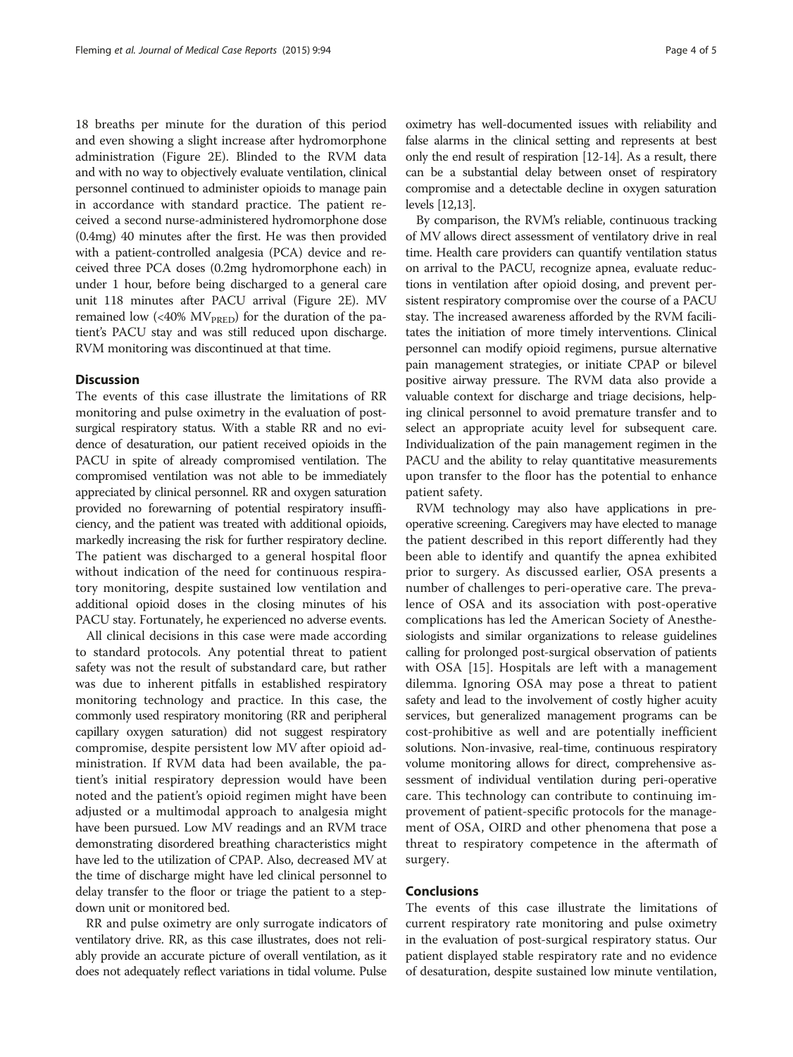18 breaths per minute for the duration of this period and even showing a slight increase after hydromorphone administration (Figure 2E). Blinded to the RVM data and with no way to objectively evaluate ventilation, clinical personnel continued to administer opioids to manage pain in accordance with standard practice. The patient received a second nurse-administered hydromorphone dose (0.4mg) 40 minutes after the first. He was then provided with a patient-controlled analgesia (PCA) device and received three PCA doses (0.2mg hydromorphone each) in under 1 hour, before being discharged to a general care unit 118 minutes after PACU arrival (Figure 2E). MV remained low (<40% $MV_{PRED}$) for the duration of the patient's PACU stay and was still reduced upon discharge. RVM monitoring was discontinued at that time.

## Discussion

The events of this case illustrate the limitations of RR monitoring and pulse oximetry in the evaluation of post-surgical respiratory status. With a stable RR and no evidence of desaturation, our patient received opioids in the PACU in spite of already compromised ventilation. The compromised ventilation was not able to be immediately appreciated by clinical personnel. RR and oxygen saturation provided no forewarning of potential respiratory insufficiency, and the patient was treated with additional opioids, markedly increasing the risk for further respiratory decline. The patient was discharged to a general hospital floor without indication of the need for continuous respiratory monitoring, despite sustained low ventilation and additional opioid doses in the closing minutes of his PACU stay. Fortunately, he experienced no adverse events.

All clinical decisions in this case were made according to standard protocols. Any potential threat to patient safety was not the result of substandard care, but rather was due to inherent pitfalls in established respiratory monitoring technology and practice. In this case, the commonly used respiratory monitoring (RR and peripheral capillary oxygen saturation) did not suggest respiratory compromise, despite persistent low MV after opioid administration. If RVM data had been available, the patient's initial respiratory depression would have been noted and the patient's opioid regimen might have been adjusted or a multimodal approach to analgesia might have been pursued. Low MV readings and an RVM trace demonstrating disordered breathing characteristics might have led to the utilization of CPAP. Also, decreased MV at the time of discharge might have led clinical personnel to delay transfer to the floor or triage the patient to a step-down unit or monitored bed.

RR and pulse oximetry are only surrogate indicators of ventilatory drive. RR, as this case illustrates, does not reliably provide an accurate picture of overall ventilation, as it does not adequately reflect variations in tidal volume. Pulse oximetry has well-documented issues with reliability and false alarms in the clinical setting and represents at best only the end result of respiration [12-14]. As a result, there can be a substantial delay between onset of respiratory compromise and a detectable decline in oxygen saturation levels [12,13].

By comparison, the RVM's reliable, continuous tracking of MV allows direct assessment of ventilatory drive in real time. Health care providers can quantify ventilation status on arrival to the PACU, recognize apnea, evaluate reductions in ventilation after opioid dosing, and prevent persistent respiratory compromise over the course of a PACU stay. The increased awareness afforded by the RVM facilitates the initiation of more timely interventions. Clinical personnel can modify opioid regimens, pursue alternative pain management strategies, or initiate CPAP or bilevel positive airway pressure. The RVM data also provide a valuable context for discharge and triage decisions, helping clinical personnel to avoid premature transfer and to select an appropriate acuity level for subsequent care. Individualization of the pain management regimen in the PACU and the ability to relay quantitative measurements upon transfer to the floor has the potential to enhance patient safety.

RVM technology may also have applications in preoperative screening. Caregivers may have elected to manage the patient described in this report differently had they been able to identify and quantify the apnea exhibited prior to surgery. As discussed earlier, OSA presents a number of challenges to peri-operative care. The prevalence of OSA and its association with post-operative complications has led the American Society of Anesthesiologists and similar organizations to release guidelines calling for prolonged post-surgical observation of patients with OSA [15]. Hospitals are left with a management dilemma. Ignoring OSA may pose a threat to patient safety and lead to the involvement of costly higher acuity services, but generalized management programs can be cost-prohibitive as well and are potentially inefficient solutions. Non-invasive, real-time, continuous respiratory volume monitoring allows for direct, comprehensive assessment of individual ventilation during peri-operative care. This technology can contribute to continuing improvement of patient-specific protocols for the management of OSA, OIRD and other phenomena that pose a threat to respiratory competence in the aftermath of surgery.

## Conclusions

The events of this case illustrate the limitations of current respiratory rate monitoring and pulse oximetry in the evaluation of post-surgical respiratory status. Our patient displayed stable respiratory rate and no evidence of desaturation, despite sustained low minute ventilation,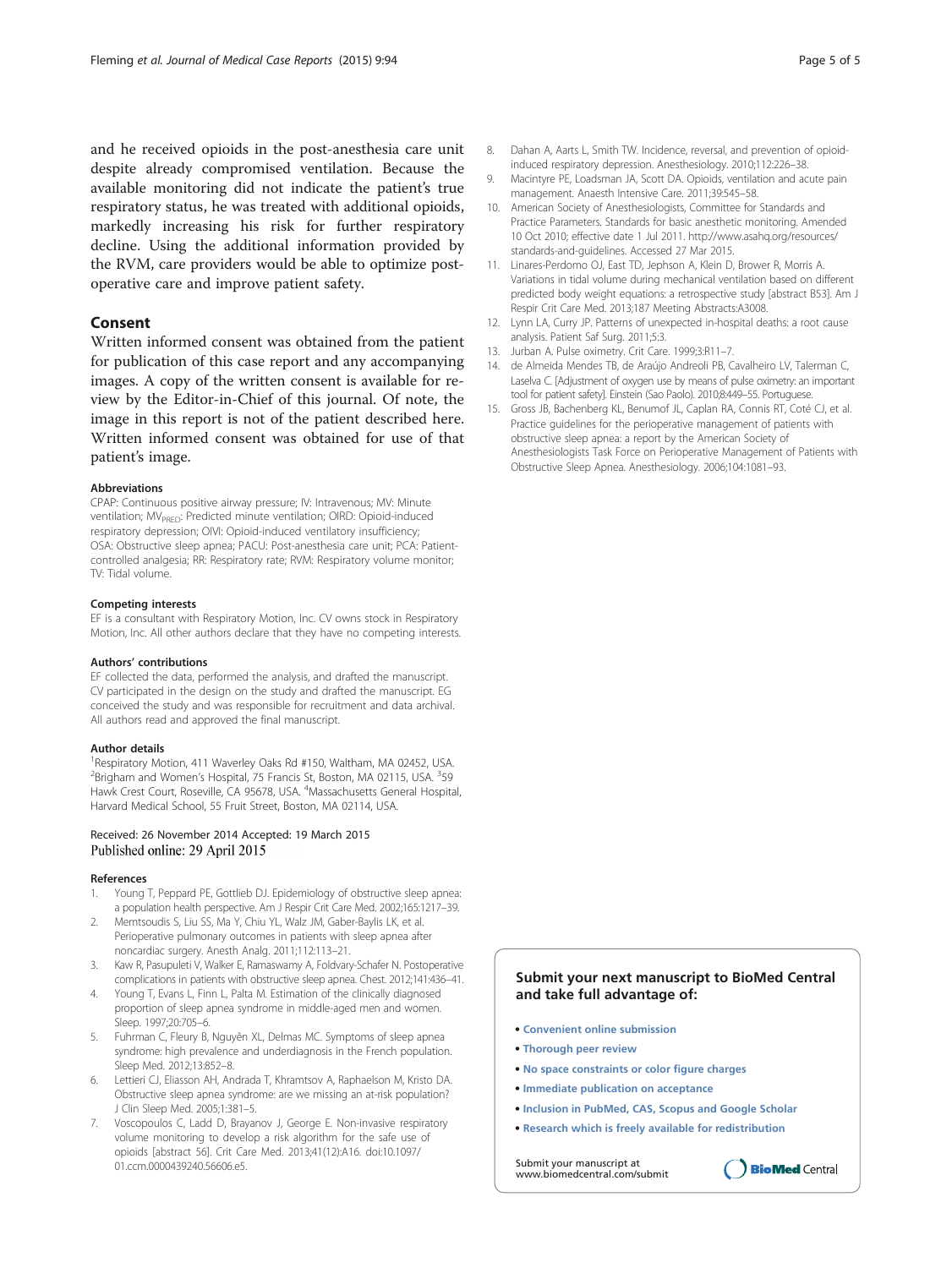and he received opioids in the post-anesthesia care unit despite already compromised ventilation. Because the available monitoring did not indicate the patient's true respiratory status, he was treated with additional opioids, markedly increasing his risk for further respiratory decline. Using the additional information provided by the RVM, care providers would be able to optimize post-operative care and improve patient safety.

## Consent

Written informed consent was obtained from the patient for publication of this case report and any accompanying images. A copy of the written consent is available for review by the Editor-in-Chief of this journal. Of note, the image in this report is not of the patient described here. Written informed consent was obtained for use of that patient's image.

### Abbreviations

CPAP: Continuous positive airway pressure; IV: Intravenous; MV: Minute ventilation; $MV_{PRED}$: Predicted minute ventilation; OIRD: Opioid-induced respiratory depression; OIVI: Opioid-induced ventilatory insufficiency; OSA: Obstructive sleep apnea; PACU: Post-anesthesia care unit; PCA: Patient-controlled analgesia; RR: Respiratory rate; RVM: Respiratory volume monitor; TV: Tidal volume.

### Competing interests

EF is a consultant with Respiratory Motion, Inc. CV owns stock in Respiratory Motion, Inc. All other authors declare that they have no competing interests.

### Authors' contributions

EF collected the data, performed the analysis, and drafted the manuscript. CV participated in the design on the study and drafted the manuscript. EG conceived the study and was responsible for recruitment and data archival. All authors read and approved the final manuscript.

### Author details

[1]Respiratory Motion, 411 Waverley Oaks Rd #150, Waltham, MA 02452, USA. [2]Brigham and Women's Hospital, 75 Francis St, Boston, MA 02115, USA. [3]59 Hawk Crest Court, Roseville, CA 95678, USA. [4]Massachusetts General Hospital, Harvard Medical School, 55 Fruit Street, Boston, MA 02114, USA.

Received: 26 November 2014 Accepted: 19 March 2015
Published online: 29 April 2015

### References

1. Young T, Peppard PE, Gottlieb DJ. Epidemiology of obstructive sleep apnea: a population health perspective. Am J Respir Crit Care Med. 2002;165:1217–39.
2. Memtsoudis S, Liu SS, Ma Y, Chiu YL, Walz JM, Gaber-Baylis LK, et al. Perioperative pulmonary outcomes in patients with sleep apnea after noncardiac surgery. Anesth Analg. 2011;112:113–21.
3. Kaw R, Pasupuleti V, Walker E, Ramaswamy A, Foldvary-Schafer N. Postoperative complications in patients with obstructive sleep apnea. Chest. 2012;141:436–41.
4. Young T, Evans L, Finn L, Palta M. Estimation of the clinically diagnosed proportion of sleep apnea syndrome in middle-aged men and women. Sleep. 1997;20:705–6.
5. Fuhrman C, Fleury B, Nguyên XL, Delmas MC. Symptoms of sleep apnea syndrome: high prevalence and underdiagnosis in the French population. Sleep Med. 2012;13:852–8.
6. Lettieri CJ, Eliasson AH, Andrada T, Khramtsov A, Raphaelson M, Kristo DA. Obstructive sleep apnea syndrome: are we missing an at-risk population? J Clin Sleep Med. 2005;1:381–5.
7. Voscopoulos C, Ladd D, Brayanov J, George E. Non-invasive respiratory volume monitoring to develop a risk algorithm for the safe use of opioids [abstract 56]. Crit Care Med. 2013;41(12):A16. doi:10.1097/01.ccm.0000439240.56606.e5.
8. Dahan A, Aarts L, Smith TW. Incidence, reversal, and prevention of opioid-induced respiratory depression. Anesthesiology. 2010;112:226–38.
9. Macintyre PE, Loadsman JA, Scott DA. Opioids, ventilation and acute pain management. Anaesth Intensive Care. 2011;39:545–58.
10. American Society of Anesthesiologists, Committee for Standards and Practice Parameters. Standards for basic anesthetic monitoring. Amended 10 Oct 2010; effective date 1 Jul 2011. http://www.asahq.org/resources/standards-and-guidelines. Accessed 27 Mar 2015.
11. Linares-Perdomo OJ, East TD, Jephson A, Klein D, Brower R, Morris A. Variations in tidal volume during mechanical ventilation based on different predicted body weight equations: a retrospective study [abstract B53]. Am J Respir Crit Care Med. 2013;187 Meeting Abstracts:A3008.
12. Lynn LA, Curry JP. Patterns of unexpected in-hospital deaths: a root cause analysis. Patient Saf Surg. 2011;5:3.
13. Jurban A. Pulse oximetry. Crit Care. 1999;3:R11–7.
14. de Almeida Mendes TB, de Araújo Andreoli PB, Cavalheiro LV, Talerman C, Laselva C. [Adjustment of oxygen use by means of pulse oximetry: an important tool for patient safety]. Einstein (Sao Paolo). 2010;8:449–55. Portuguese.
15. Gross JB, Bachenberg KL, Benumof JL, Caplan RA, Connis RT, Coté CJ, et al. Practice guidelines for the perioperative management of patients with obstructive sleep apnea: a report by the American Society of Anesthesiologists Task Force on Perioperative Management of Patients with Obstructive Sleep Apnea. Anesthesiology. 2006;104:1081–93.

**Submit your next manuscript to BioMed Central and take full advantage of:**

- Convenient online submission
- Thorough peer review
- No space constraints or color figure charges
- Immediate publication on acceptance
- Inclusion in PubMed, CAS, Scopus and Google Scholar
- Research which is freely available for redistribution

Submit your manuscript at www.biomedcentral.com/submit